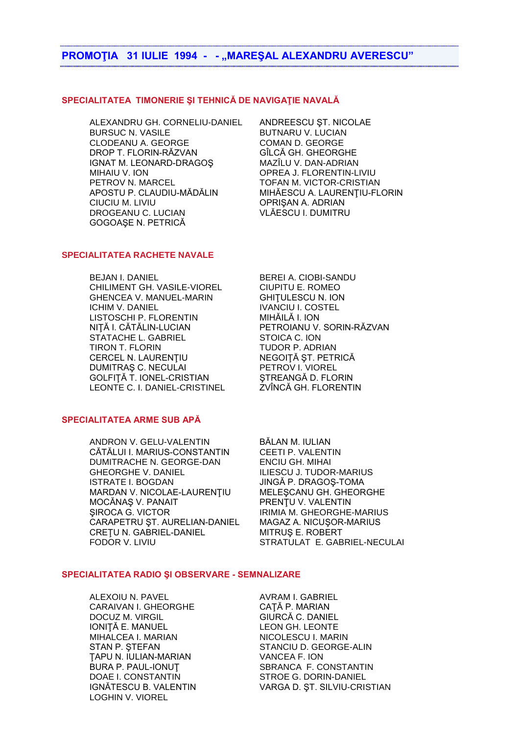## PROMOŢIA 31 IULIE 1994 - - „MAREŞAL ALEXANDRU AVERESCU”

### SPECIALITATEA TIMONERIE ŞI TEHNICĂ DE NAVIGAŢIE NAVALĂ

ALEXANDRU GH. CORNELIU-DANIEL
ANDREESCU ŞT. NICOLAE
BURSUC N. VASILE
BUTNARU V. LUCIAN
CLODEANU A. GEORGE
COMAN D. GEORGE
DROP T. FLORIN-RĂZVAN
GÎLCĂ GH. GHEORGHE
IGNAT M. LEONARD-DRAGOŞ
MAZÎLU V. DAN-ADRIAN
MIHAIU V. ION
OPREA J. FLORENTIN-LIVIU
PETROV N. MARCEL
TOFAN M. VICTOR-CRISTIAN
APOSTU P. CLAUDIU-MĂDĂLIN
MIHĂESCU A. LAURENŢIU-FLORIN
CIUCIU M. LIVIU
OPRIŞAN A. ADRIAN
DROGEANU C. LUCIAN
VLĂESCU I. DUMITRU
GOGOAŞE N. PETRICĂ

### SPECIALITATEA RACHETE NAVALE

BEJAN I. DANIEL
BEREI A. CIOBI-SANDU
CHILIMENT GH. VASILE-VIOREL
CIUPITU E. ROMEO
GHENCEA V. MANUEL-MARIN
GHIŢULESCU N. ION
ICHIM V. DANIEL
IVANCIU I. COSTEL
LISTOSCHI P. FLORENTIN
MIHĂILĂ I. ION
NIŢĂ I. CĂTĂLIN-LUCIAN
PETROIANU V. SORIN-RĂZVAN
STATACHE L. GABRIEL
STOICA C. ION
TIRON T. FLORIN
TUDOR P. ADRIAN
CERCEL N. LAURENŢIU
NEGOIŢĂ ŞT. PETRICĂ
DUMITRAŞ C. NECULAI
PETROV I. VIOREL
GOLFIŢĂ T. IONEL-CRISTIAN
ŞTREANGĂ D. FLORIN
LEONTE C. I. DANIEL-CRISTINEL
ZVÎNCĂ GH. FLORENTIN

### SPECIALITATEA ARME SUB APĂ

ANDRON V. GELU-VALENTIN
BĂLAN M. IULIAN
CĂTĂLUI I. MARIUS-CONSTANTIN
CEETI P. VALENTIN
DUMITRACHE N. GEORGE-DAN
ENCIU GH. MIHAI
GHEORGHE V. DANIEL
ILIESCU J. TUDOR-MARIUS
ISTRATE I. BOGDAN
JINGĂ P. DRAGOŞ-TOMA
MARDAN V. NICOLAE-LAURENŢIU
MELEŞCANU GH. GHEORGHE
MOCĂNAŞ V. PANAIT
PRENŢU V. VALENTIN
ŞIROCA G. VICTOR
IRIMIA M. GHEORGHE-MARIUS
CARAPETRU ŞT. AURELIAN-DANIEL
MAGAZ A. NICUŞOR-MARIUS
CREŢU N. GABRIEL-DANIEL
MITRUŞ E. ROBERT
FODOR V. LIVIU
STRATULAT E. GABRIEL-NECULAI

### SPECIALITATEA RADIO ŞI OBSERVARE - SEMNALIZARE

ALEXOIU N. PAVEL
AVRAM I. GABRIEL
CARAIVAN I. GHEORGHE
CAŢĂ P. MARIAN
DOCUZ M. VIRGIL
GIURCĂ C. DANIEL
IONIŢĂ E. MANUEL
LEON GH. LEONTE
MIHALCEA I. MARIAN
NICOLESCU I. MARIN
STAN P. ŞTEFAN
STANCIU D. GEORGE-ALIN
ŢAPU N. IULIAN-MARIAN
VANCEA F. ION
BURA P. PAUL-IONUŢ
SBRANCA F. CONSTANTIN
DOAE I. CONSTANTIN
STROE G. DORIN-DANIEL
IGNĂTESCU B. VALENTIN
VARGA D. ŞT. SILVIU-CRISTIAN
LOGHIN V. VIOREL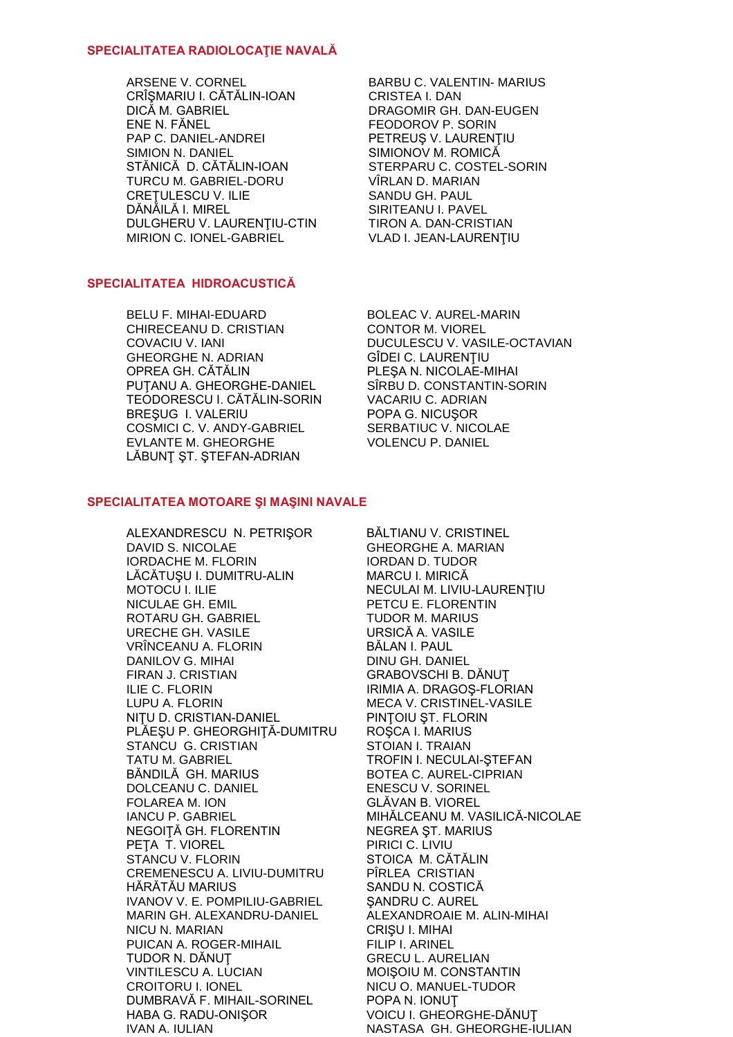## SPECIALITATEA RADIOLOCAŢIE NAVALĂ

ARSENE V. CORNEL
BARBU C. VALENTIN- MARIUS
CRÎŞMARIU I. CĂTĂLIN-IOAN
CRISTEA I. DAN
DICĂ M. GABRIEL
DRAGOMIR GH. DAN-EUGEN
ENE N. FĂNEL
FEODOROV P. SORIN
PAP C. DANIEL-ANDREI
PETREUŞ V. LAURENŢIU
SIMION N. DANIEL
SIMIONOV M. ROMICĂ
STĂNICĂ D. CĂTĂLIN-IOAN
STERPARU C. COSTEL-SORIN
TURCU M. GABRIEL-DORU
VÎRLAN D. MARIAN
CREŢULESCU V. ILIE
SANDU GH. PAUL
DĂNĂILĂ I. MIREL
SIRITEANU I. PAVEL
DULGHERU V. LAURENŢIU-CTIN
TIRON A. DAN-CRISTIAN
MIRION C. IONEL-GABRIEL
VLAD I. JEAN-LAURENŢIU

## SPECIALITATEA HIDROACUSTICĂ

BELU F. MIHAI-EDUARD
BOLEAC V. AUREL-MARIN
CHIRECEANU D. CRISTIAN
CONTOR M. VIOREL
COVACIU V. IANI
DUCULESCU V. VASILE-OCTAVIAN
GHEORGHE N. ADRIAN
GÎDEI C. LAURENŢIU
OPREA GH. CĂTĂLIN
PLEŞA N. NICOLAE-MIHAI
PUŢANU A. GHEORGHE-DANIEL
SÎRBU D. CONSTANTIN-SORIN
TEODORESCU I. CĂTĂLIN-SORIN
VACARIU C. ADRIAN
BREŞUG I. VALERIU
POPA G. NICUŞOR
COSMICI C. V. ANDY-GABRIEL
SERBATIUC V. NICOLAE
EVLANTE M. GHEORGHE
VOLENCU P. DANIEL
LĂBUNŢ ŞT. ŞTEFAN-ADRIAN

## SPECIALITATEA MOTOARE ŞI MAŞINI NAVALE

ALEXANDRESCU N. PETRIŞOR
BĂLTIANU V. CRISTINEL
DAVID S. NICOLAE
GHEORGHE A. MARIAN
IORDACHE M. FLORIN
IORDAN D. TUDOR
LĂCĂTUŞU I. DUMITRU-ALIN
MARCU I. MIRICĂ
MOTOCU I. ILIE
NECULAI M. LIVIU-LAURENŢIU
NICULAE GH. EMIL
PETCU E. FLORENTIN
ROTARU GH. GABRIEL
TUDOR M. MARIUS
URECHE GH. VASILE
URSICĂ A. VASILE
VRÎNCEANU A. FLORIN
BĂLAN I. PAUL
DANILOV G. MIHAI
DINU GH. DANIEL
FIRAN J. CRISTIAN
GRABOVSCHI B. DĂNUŢ
ILIE C. FLORIN
IRIMIA A. DRAGOŞ-FLORIAN
LUPU A. FLORIN
MECA V. CRISTINEL-VASILE
NIŢU D. CRISTIAN-DANIEL
PINŢOIU ŞT. FLORIN
PLĂEŞU P. GHEORGHIŢĂ-DUMITRU
ROŞCA I. MARIUS
STANCU G. CRISTIAN
STOIAN I. TRAIAN
TATU M. GABRIEL
TROFIN I. NECULAI-ŞTEFAN
BĂNDILĂ GH. MARIUS
BOTEA C. AUREL-CIPRIAN
DOLCEANU C. DANIEL
ENESCU V. SORINEL
FOLAREA M. ION
GLĂVAN B. VIOREL
IANCU P. GABRIEL
MIHĂLCEANU M. VASILICĂ-NICOLAE
NEGOIŢĂ GH. FLORENTIN
NEGREA ŞT. MARIUS
PEŢA T. VIOREL
PIRICI C. LIVIU
STANCU V. FLORIN
STOICA M. CĂTĂLIN
CREMENESCU A. LIVIU-DUMITRU
PÎRLEA CRISTIAN
HĂRĂTĂU MARIUS
SANDU N. COSTICĂ
IVANOV V. E. POMPILIU-GABRIEL
ŞANDRU C. AUREL
MARIN GH. ALEXANDRU-DANIEL
ALEXANDROAIE M. ALIN-MIHAI
NICU N. MARIAN
CRIŞU I. MIHAI
PUICAN A. ROGER-MIHAIL
FILIP I. ARINEL
TUDOR N. DĂNUŢ
GRECU L. AURELIAN
VINTILESCU A. LUCIAN
MOIŞOIU M. CONSTANTIN
CROITORU I. IONEL
NICU O. MANUEL-TUDOR
DUMBRAVĂ F. MIHAIL-SORINEL
POPA N. IONUŢ
HABA G. RADU-ONIŞOR
VOICU I. GHEORGHE-DĂNUŢ
IVAN A. IULIAN
NASTASA GH. GHEORGHE-IULIAN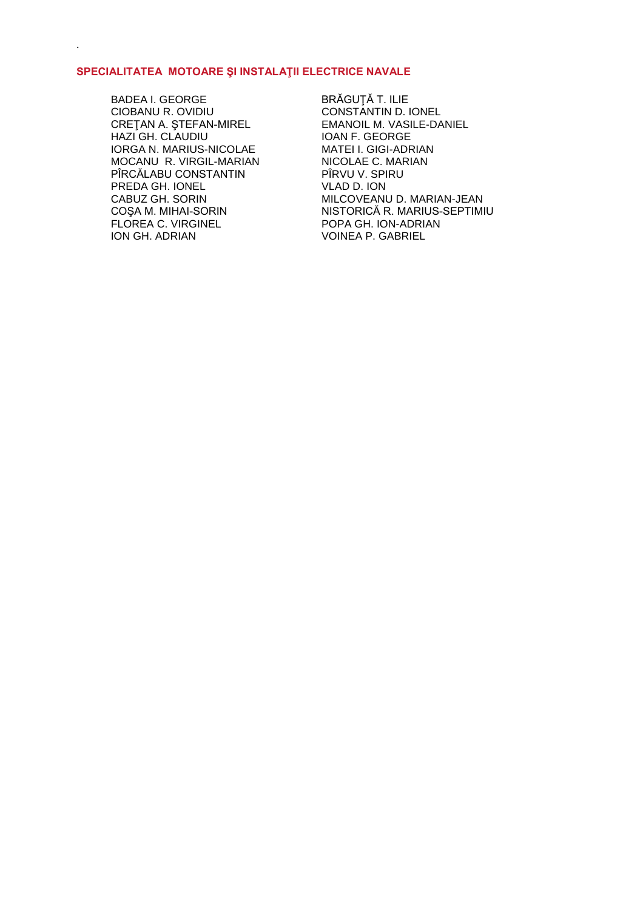## SPECIALITATEA MOTOARE ŞI INSTALAŢII ELECTRICE NAVALE

BADEA I. GEORGE
CIOBANU R. OVIDIU
CREŢAN A. ŞTEFAN-MIREL
HAZI GH. CLAUDIU
IORGA N. MARIUS-NICOLAE
MOCANU R. VIRGIL-MARIAN
PÎRCĂLABU CONSTANTIN
PREDA GH. IONEL
CABUZ GH. SORIN
COŞA M. MIHAI-SORIN
FLOREA C. VIRGINEL
ION GH. ADRIAN
BRĂGUŢĂ T. ILIE
CONSTANTIN D. IONEL
EMANOIL M. VASILE-DANIEL
IOAN F. GEORGE
MATEI I. GIGI-ADRIAN
NICOLAE C. MARIAN
PÎRVU V. SPIRU
VLAD D. ION
MILCOVEANU D. MARIAN-JEAN
NISTORICĂ R. MARIUS-SEPTIMIU
POPA GH. ION-ADRIAN
VOINEA P. GABRIEL